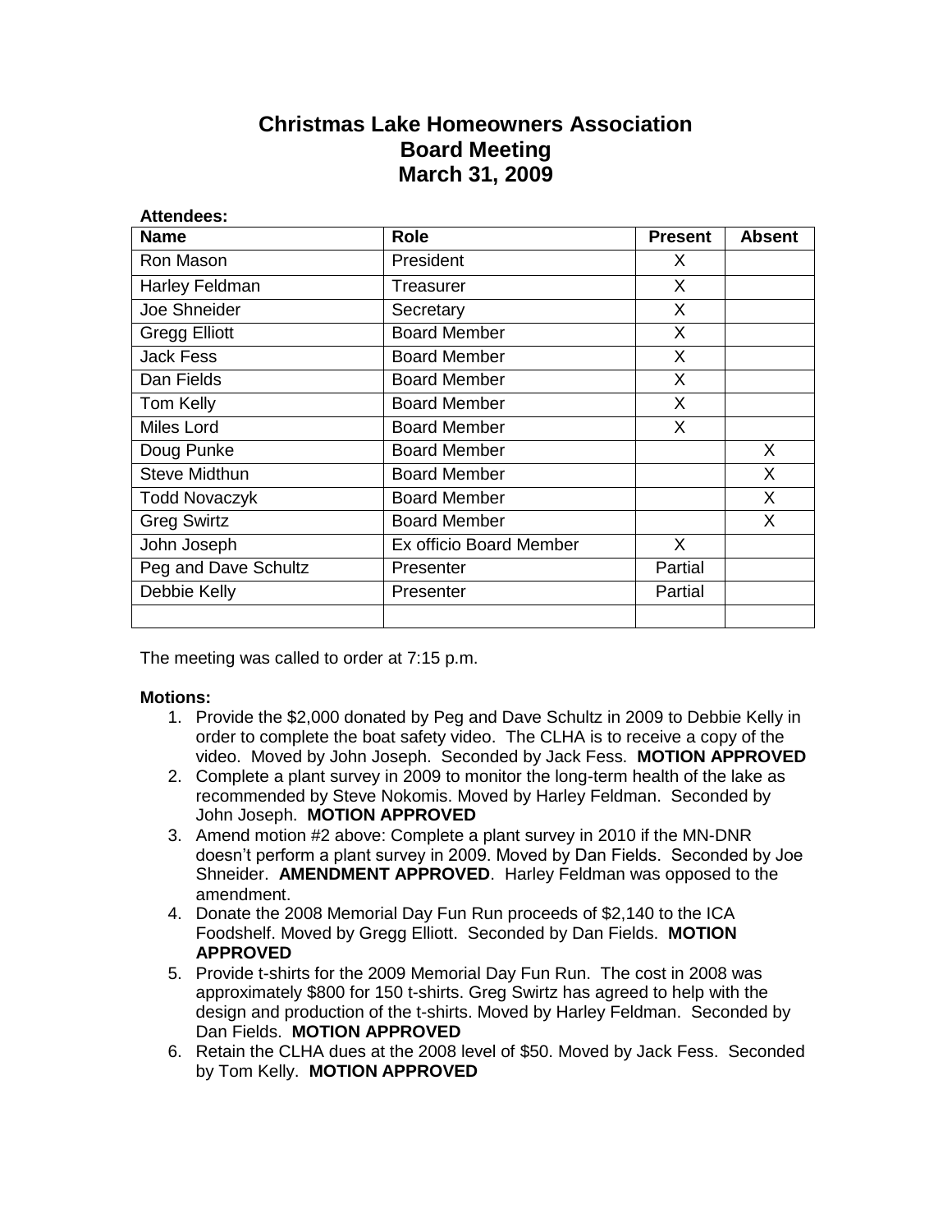# Christmas Lake Homeowners Association
# Board Meeting
# March 31, 2009

**Attendees:**

| Name | Role | Present | Absent |
|---|---|---|---|
| Ron Mason | President | X | |
| Harley Feldman | Treasurer | X | |
| Joe Shneider | Secretary | X | |
| Gregg Elliott | Board Member | X | |
| Jack Fess | Board Member | X | |
| Dan Fields | Board Member | X | |
| Tom Kelly | Board Member | X | |
| Miles Lord | Board Member | X | |
| Doug Punke | Board Member | | X |
| Steve Midthun | Board Member | | X |
| Todd Novaczyk | Board Member | | X |
| Greg Swirtz | Board Member | | X |
| John Joseph | Ex officio Board Member | X | |
| Peg and Dave Schultz | Presenter | Partial | |
| Debbie Kelly | Presenter | Partial | |
| | | | |

The meeting was called to order at 7:15 p.m.

**Motions:**

1. Provide the $2,000 donated by Peg and Dave Schultz in 2009 to Debbie Kelly in order to complete the boat safety video. The CLHA is to receive a copy of the video. Moved by John Joseph. Seconded by Jack Fess. **MOTION APPROVED**
2. Complete a plant survey in 2009 to monitor the long-term health of the lake as recommended by Steve Nokomis. Moved by Harley Feldman. Seconded by John Joseph. **MOTION APPROVED**
3. Amend motion #2 above: Complete a plant survey in 2010 if the MN-DNR doesn't perform a plant survey in 2009. Moved by Dan Fields. Seconded by Joe Shneider. **AMENDMENT APPROVED**. Harley Feldman was opposed to the amendment.
4. Donate the 2008 Memorial Day Fun Run proceeds of $2,140 to the ICA Foodshelf. Moved by Gregg Elliott. Seconded by Dan Fields. **MOTION APPROVED**
5. Provide t-shirts for the 2009 Memorial Day Fun Run. The cost in 2008 was approximately $800 for 150 t-shirts. Greg Swirtz has agreed to help with the design and production of the t-shirts. Moved by Harley Feldman. Seconded by Dan Fields. **MOTION APPROVED**
6. Retain the CLHA dues at the 2008 level of $50. Moved by Jack Fess. Seconded by Tom Kelly. **MOTION APPROVED**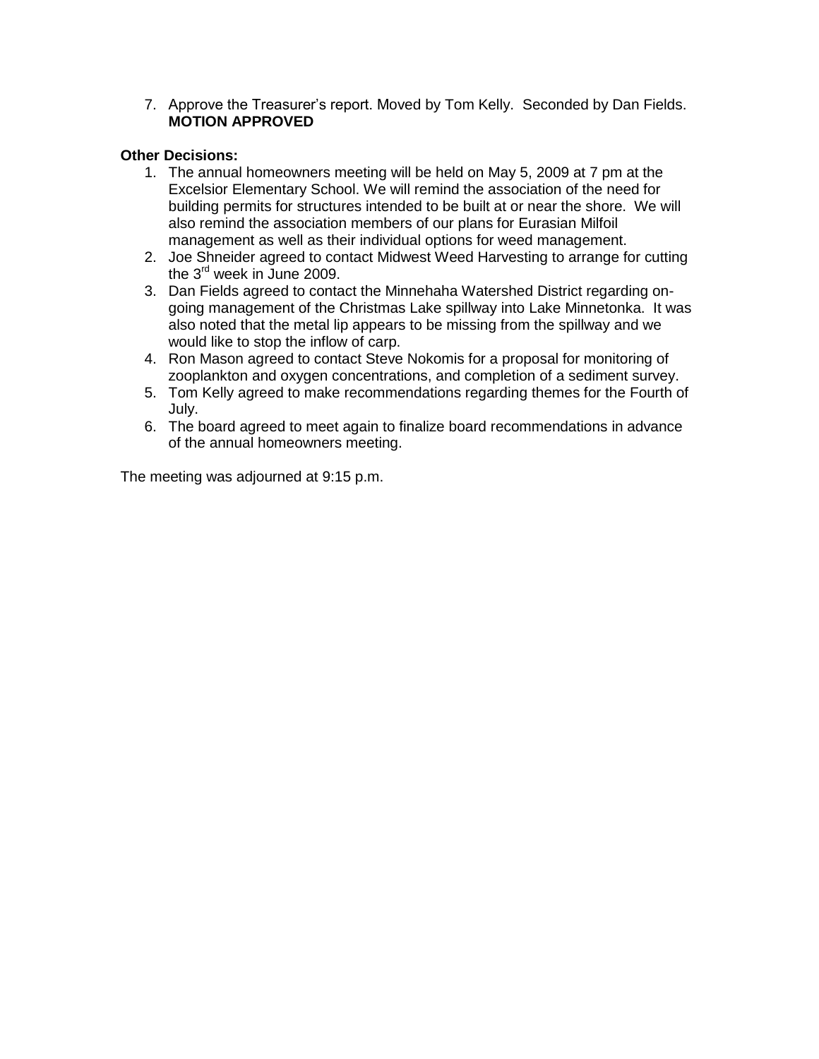7. Approve the Treasurer's report. Moved by Tom Kelly. Seconded by Dan Fields. **MOTION APPROVED**

**Other Decisions:**

1. The annual homeowners meeting will be held on May 5, 2009 at 7 pm at the Excelsior Elementary School. We will remind the association of the need for building permits for structures intended to be built at or near the shore. We will also remind the association members of our plans for Eurasian Milfoil management as well as their individual options for weed management.
2. Joe Shneider agreed to contact Midwest Weed Harvesting to arrange for cutting the 3rd week in June 2009.
3. Dan Fields agreed to contact the Minnehaha Watershed District regarding on-going management of the Christmas Lake spillway into Lake Minnetonka. It was also noted that the metal lip appears to be missing from the spillway and we would like to stop the inflow of carp.
4. Ron Mason agreed to contact Steve Nokomis for a proposal for monitoring of zooplankton and oxygen concentrations, and completion of a sediment survey.
5. Tom Kelly agreed to make recommendations regarding themes for the Fourth of July.
6. The board agreed to meet again to finalize board recommendations in advance of the annual homeowners meeting.

The meeting was adjourned at 9:15 p.m.